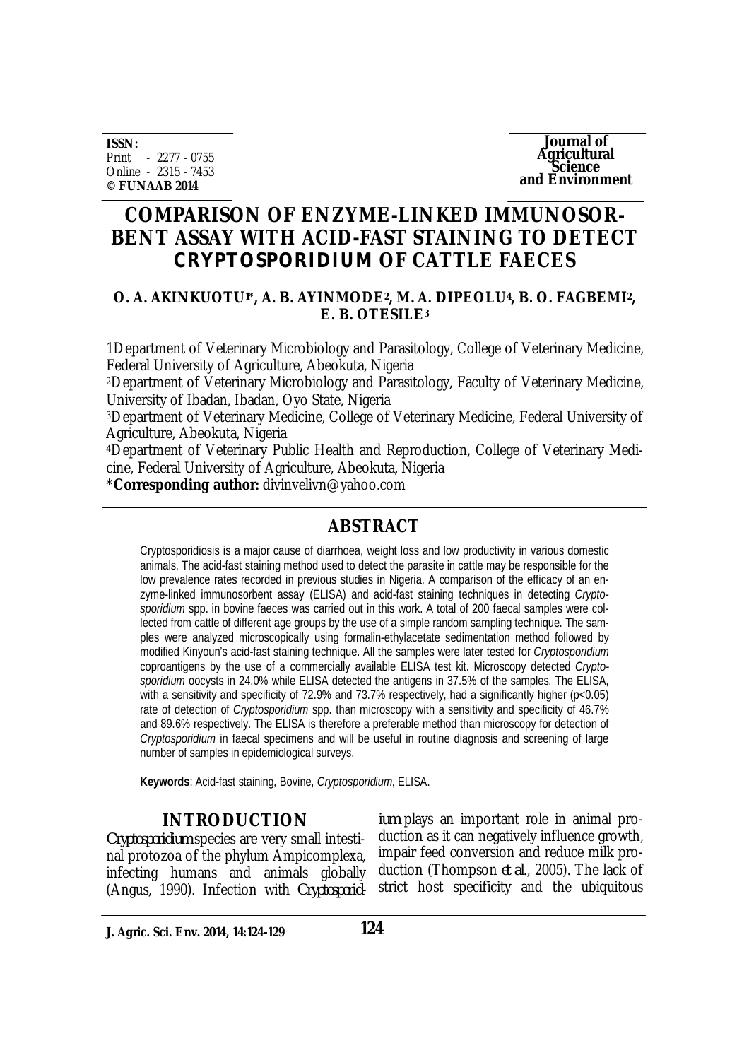ISSN:
Print - 2277 - 0755
Online - 2315 - 7453
**© FUNAAB 2014**

**Journal of Agricultural Science and Environment**

# COMPARISON OF ENZYME-LINKED IMMUNOSORBENT ASSAY WITH ACID-FAST STAINING TO DETECT *CRYPTOSPORIDIUM* OF CATTLE FAECES

**O. A. AKINKUOTU[1*], A. B. AYINMODE[2], M. A. DIPEOLU[4], B. O. FAGBEMI[2], E. B. OTESILE[3]**

1Department of Veterinary Microbiology and Parasitology, College of Veterinary Medicine, Federal University of Agriculture, Abeokuta, Nigeria

[2]Department of Veterinary Microbiology and Parasitology, Faculty of Veterinary Medicine, University of Ibadan, Ibadan, Oyo State, Nigeria

[3]Department of Veterinary Medicine, College of Veterinary Medicine, Federal University of Agriculture, Abeokuta, Nigeria

[4]Department of Veterinary Public Health and Reproduction, College of Veterinary Medicine, Federal University of Agriculture, Abeokuta, Nigeria

**\*Corresponding author:** divinvelivn@yahoo.com

## ABSTRACT

Cryptosporidiosis is a major cause of diarrhoea, weight loss and low productivity in various domestic animals. The acid-fast staining method used to detect the parasite in cattle may be responsible for the low prevalence rates recorded in previous studies in Nigeria. A comparison of the efficacy of an enzyme-linked immunosorbent assay (ELISA) and acid-fast staining techniques in detecting *Cryptosporidium* spp. in bovine faeces was carried out in this work. A total of 200 faecal samples were collected from cattle of different age groups by the use of a simple random sampling technique. The samples were analyzed microscopically using formalin-ethylacetate sedimentation method followed by modified Kinyoun's acid-fast staining technique. All the samples were later tested for *Cryptosporidium* coproantigens by the use of a commercially available ELISA test kit. Microscopy detected *Cryptosporidium* oocysts in 24.0% while ELISA detected the antigens in 37.5% of the samples. The ELISA, with a sensitivity and specificity of 72.9% and 73.7% respectively, had a significantly higher ($p<0.05$) rate of detection of *Cryptosporidium* spp. than microscopy with a sensitivity and specificity of 46.7% and 89.6% respectively. The ELISA is therefore a preferable method than microscopy for detection of *Cryptosporidium* in faecal specimens and will be useful in routine diagnosis and screening of large number of samples in epidemiological surveys.

**Keywords**: Acid-fast staining, Bovine, *Cryptosporidium*, ELISA.

## INTRODUCTION

*Cryptosporidium* species are very small intestinal protozoa of the phylum Ampicomplexa, infecting humans and animals globally (Angus, 1990). Infection with *Cryptosporidium* plays an important role in animal production as it can negatively influence growth, impair feed conversion and reduce milk production (Thompson *et al.*, 2005). The lack of strict host specificity and the ubiquitous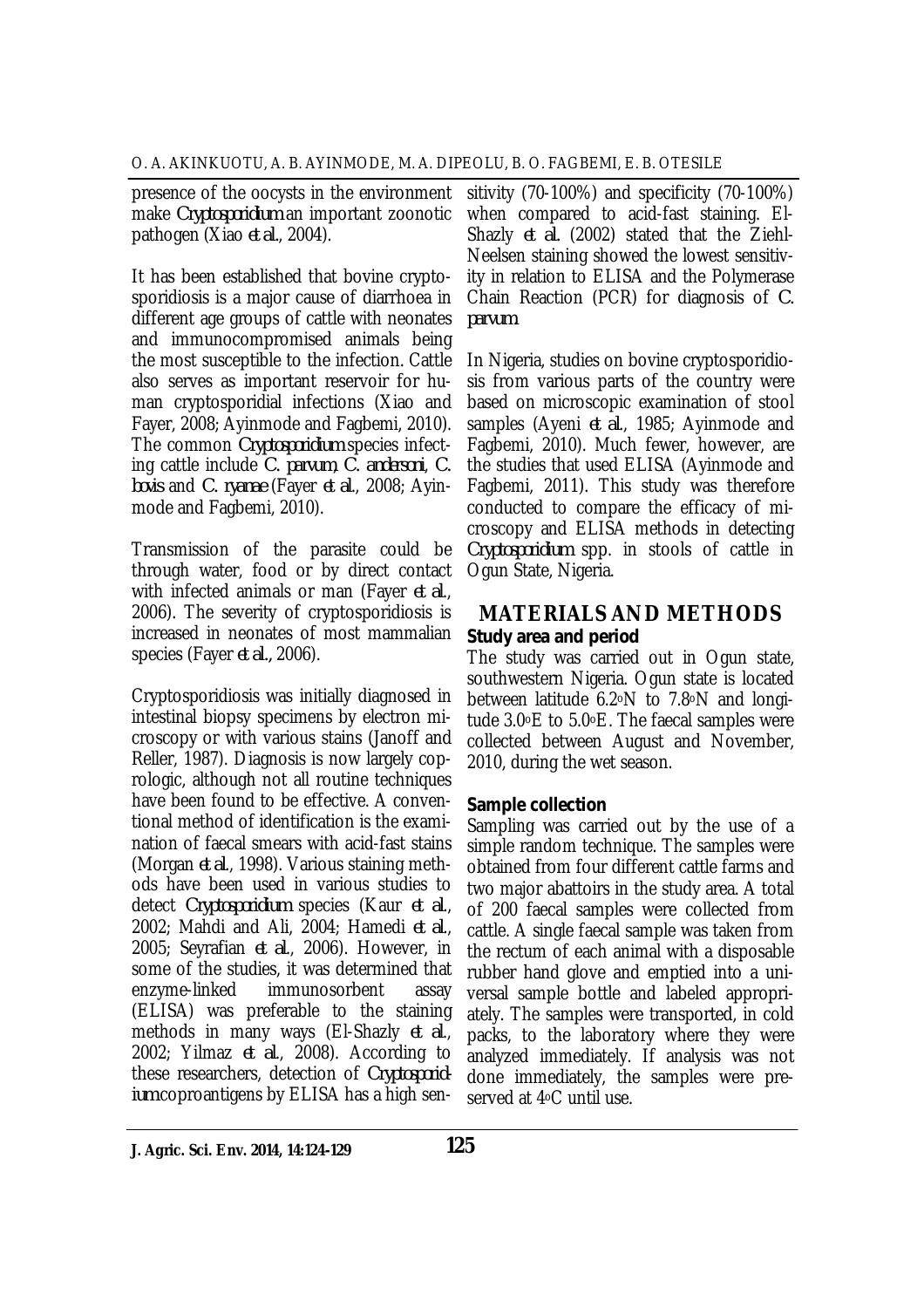presence of the oocysts in the environment make *Cryptosporidium* an important zoonotic pathogen (Xiao *et al*., 2004).

It has been established that bovine cryptosporidiosis is a major cause of diarrhoea in different age groups of cattle with neonates and immunocompromised animals being the most susceptible to the infection. Cattle also serves as important reservoir for human cryptosporidial infections (Xiao and Fayer, 2008; Ayinmode and Fagbemi, 2010). The common *Cryptosporidium* species infecting cattle include *C. parvum*, *C. andersoni*, *C. bovis* and *C. ryanae* (Fayer *et al*., 2008; Ayinmode and Fagbemi, 2010).

Transmission of the parasite could be through water, food or by direct contact with infected animals or man (Fayer *et al*., 2006). The severity of cryptosporidiosis is increased in neonates of most mammalian species (Fayer *et al*., 2006).

Cryptosporidiosis was initially diagnosed in intestinal biopsy specimens by electron microscopy or with various stains (Janoff and Reller, 1987). Diagnosis is now largely coprologic, although not all routine techniques have been found to be effective. A conventional method of identification is the examination of faecal smears with acid-fast stains (Morgan *et al*., 1998). Various staining methods have been used in various studies to detect *Cryptosporidium* species (Kaur *et al*., 2002; Mahdi and Ali, 2004; Hamedi *et al*., 2005; Seyrafian *et al*., 2006). However, in some of the studies, it was determined that enzyme-linked immunosorbent assay (ELISA) was preferable to the staining methods in many ways (El-Shazly *et al*., 2002; Yilmaz *et al*., 2008). According to these researchers, detection of *Cryptosporidium* coproantigens by ELISA has a high sensitivity (70-100%) and specificity (70-100%) when compared to acid-fast staining. El-Shazly *et al*. (2002) stated that the Ziehl-Neelsen staining showed the lowest sensitivity in relation to ELISA and the Polymerase Chain Reaction (PCR) for diagnosis of *C. parvum*.

In Nigeria, studies on bovine cryptosporidiosis from various parts of the country were based on microscopic examination of stool samples (Ayeni *et al*., 1985; Ayinmode and Fagbemi, 2010). Much fewer, however, are the studies that used ELISA (Ayinmode and Fagbemi, 2011). This study was therefore conducted to compare the efficacy of microscopy and ELISA methods in detecting *Cryptosporidium* spp. in stools of cattle in Ogun State, Nigeria.

## MATERIALS AND METHODS

### Study area and period

The study was carried out in Ogun state, southwestern Nigeria. Ogun state is located between latitude 6.2°N to 7.8°N and longitude 3.0°E to 5.0°E. The faecal samples were collected between August and November, 2010, during the wet season.

### Sample collection

Sampling was carried out by the use of a simple random technique. The samples were obtained from four different cattle farms and two major abattoirs in the study area. A total of 200 faecal samples were collected from cattle. A single faecal sample was taken from the rectum of each animal with a disposable rubber hand glove and emptied into a universal sample bottle and labeled appropriately. The samples were transported, in cold packs, to the laboratory where they were analyzed immediately. If analysis was not done immediately, the samples were preserved at 4°C until use.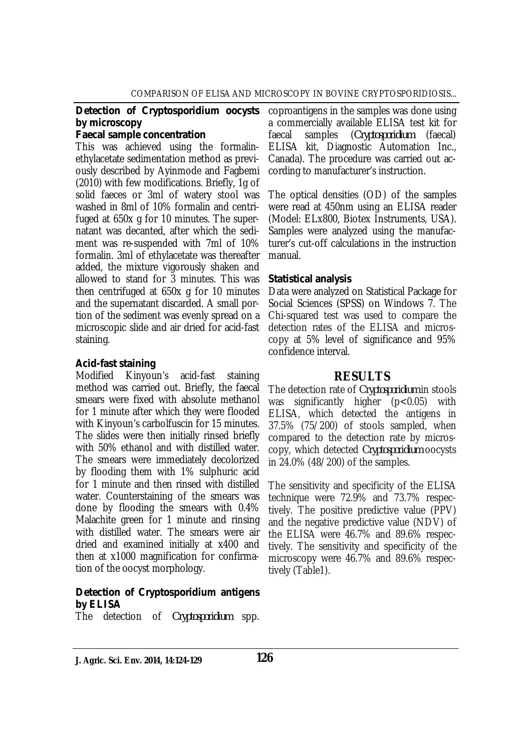### Detection of Cryptosporidium oocysts by microscopy

#### Faecal sample concentration

This was achieved using the formalin-ethylacetate sedimentation method as previously described by Ayinmode and Fagbemi (2010) with few modifications. Briefly, 1g of solid faeces or 3ml of watery stool was washed in 8ml of 10% formalin and centrifuged at 650x g for 10 minutes. The supernatant was decanted, after which the sediment was re-suspended with 7ml of 10% formalin. 3ml of ethylacetate was thereafter added, the mixture vigorously shaken and allowed to stand for 3 minutes. This was then centrifuged at 650x g for 10 minutes and the supernatant discarded. A small portion of the sediment was evenly spread on a microscopic slide and air dried for acid-fast staining.

#### Acid-fast staining

Modified Kinyoun's acid-fast staining method was carried out. Briefly, the faecal smears were fixed with absolute methanol for 1 minute after which they were flooded with Kinyoun's carbolfuscin for 15 minutes. The slides were then initially rinsed briefly with 50% ethanol and with distilled water. The smears were immediately decolorized by flooding them with 1% sulphuric acid for 1 minute and then rinsed with distilled water. Counterstaining of the smears was done by flooding the smears with 0.4% Malachite green for 1 minute and rinsing with distilled water. The smears were air dried and examined initially at x400 and then at x1000 magnification for confirmation of the oocyst morphology.

### Detection of Cryptosporidium antigens by ELISA

The detection of *Cryptosporidium* spp. coproantigens in the samples was done using a commercially available ELISA test kit for faecal samples (*Cryptosporidium* (faecal) ELISA kit, Diagnostic Automation Inc., Canada). The procedure was carried out according to manufacturer's instruction.

The optical densities (OD) of the samples were read at 450nm using an ELISA reader (Model: ELx800, Biotex Instruments, USA). Samples were analyzed using the manufacturer's cut-off calculations in the instruction manual.

### Statistical analysis

Data were analyzed on Statistical Package for Social Sciences (SPSS) on Windows 7. The Chi-squared test was used to compare the detection rates of the ELISA and microscopy at 5% level of significance and 95% confidence interval.

## RESULTS

The detection rate of *Cryptosporidium* in stools was significantly higher ($p<0.05$) with ELISA, which detected the antigens in 37.5% (75/200) of stools sampled, when compared to the detection rate by microscopy, which detected *Cryptosporidium* oocysts in 24.0% (48/200) of the samples.

The sensitivity and specificity of the ELISA technique were 72.9% and 73.7% respectively. The positive predictive value (PPV) and the negative predictive value (NDV) of the ELISA were 46.7% and 89.6% respectively. The sensitivity and specificity of the microscopy were 46.7% and 89.6% respectively (Table1).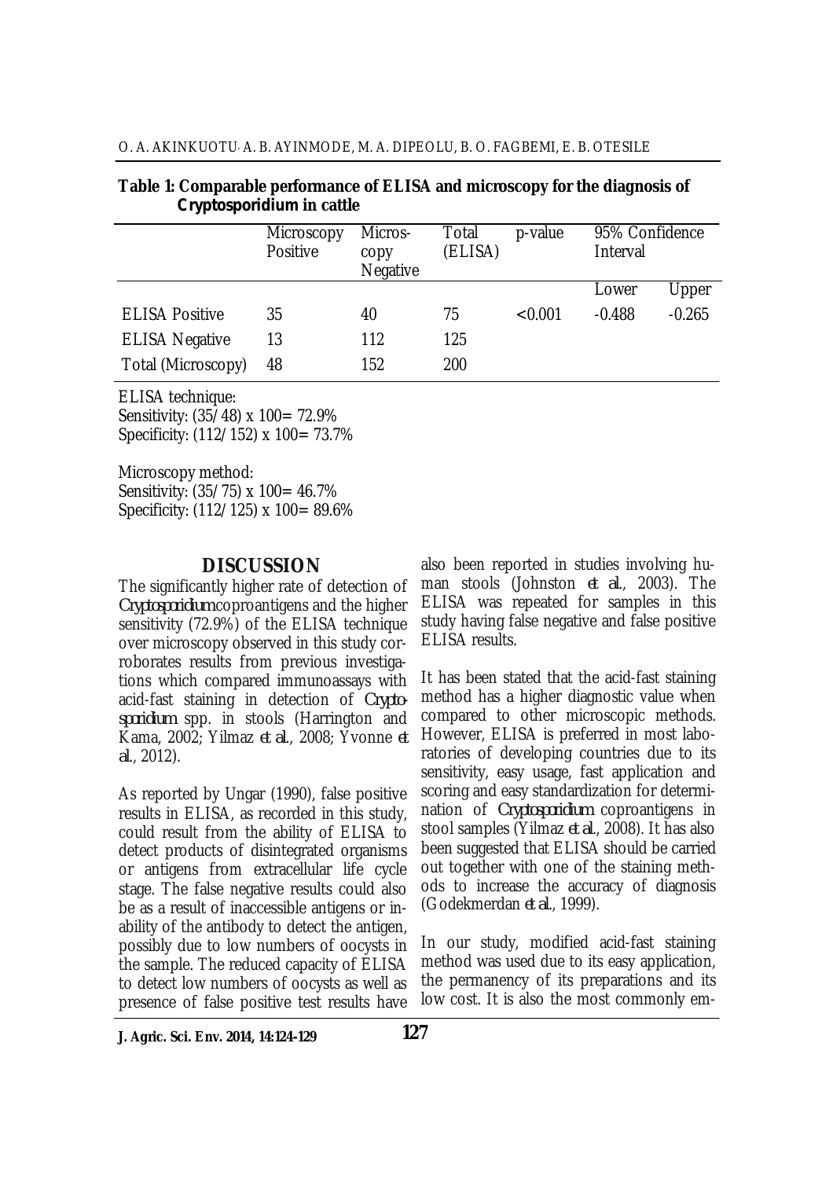**Table 1: Comparable performance of ELISA and microscopy for the diagnosis of *Cryptosporidium* in cattle**

| | Microscopy Positive | Microscopy Negative | Total (ELISA) | p-value | 95% Confidence Interval | |
|---|---|---|---|---|---|---|
| | | | | | Lower | Upper |
| ELISA Positive | 35 | 40 | 75 | <0.001 | -0.488 | -0.265 |
| ELISA Negative | 13 | 112 | 125 | | | |
| Total (Microscopy) | 48 | 152 | 200 | | | |

ELISA technique:
Sensitivity: (35/48) x 100= 72.9%
Specificity: (112/152) x 100= 73.7%

Microscopy method:
Sensitivity: (35/75) x 100= 46.7%
Specificity: (112/125) x 100= 89.6%

## DISCUSSION

The significantly higher rate of detection of *Cryptosporidium* coproantigens and the higher sensitivity (72.9%) of the ELISA technique over microscopy observed in this study corroborates results from previous investigations which compared immunoassays with acid-fast staining in detection of *Cryptosporidium* spp. in stools (Harrington and Kama, 2002; Yilmaz *et al.*, 2008; Yvonne *et al.*, 2012).

As reported by Ungar (1990), false positive results in ELISA, as recorded in this study, could result from the ability of ELISA to detect products of disintegrated organisms or antigens from extracellular life cycle stage. The false negative results could also be as a result of inaccessible antigens or inability of the antibody to detect the antigen, possibly due to low numbers of oocysts in the sample. The reduced capacity of ELISA to detect low numbers of oocysts as well as presence of false positive test results have also been reported in studies involving human stools (Johnston *et al.*, 2003). The ELISA was repeated for samples in this study having false negative and false positive ELISA results.

It has been stated that the acid-fast staining method has a higher diagnostic value when compared to other microscopic methods. However, ELISA is preferred in most laboratories of developing countries due to its sensitivity, easy usage, fast application and scoring and easy standardization for determination of *Cryptosporidium* coproantigens in stool samples (Yilmaz *et al.*, 2008). It has also been suggested that ELISA should be carried out together with one of the staining methods to increase the accuracy of diagnosis (Godekmerdan *et al.*, 1999).

In our study, modified acid-fast staining method was used due to its easy application, the permanency of its preparations and its low cost. It is also the most commonly em-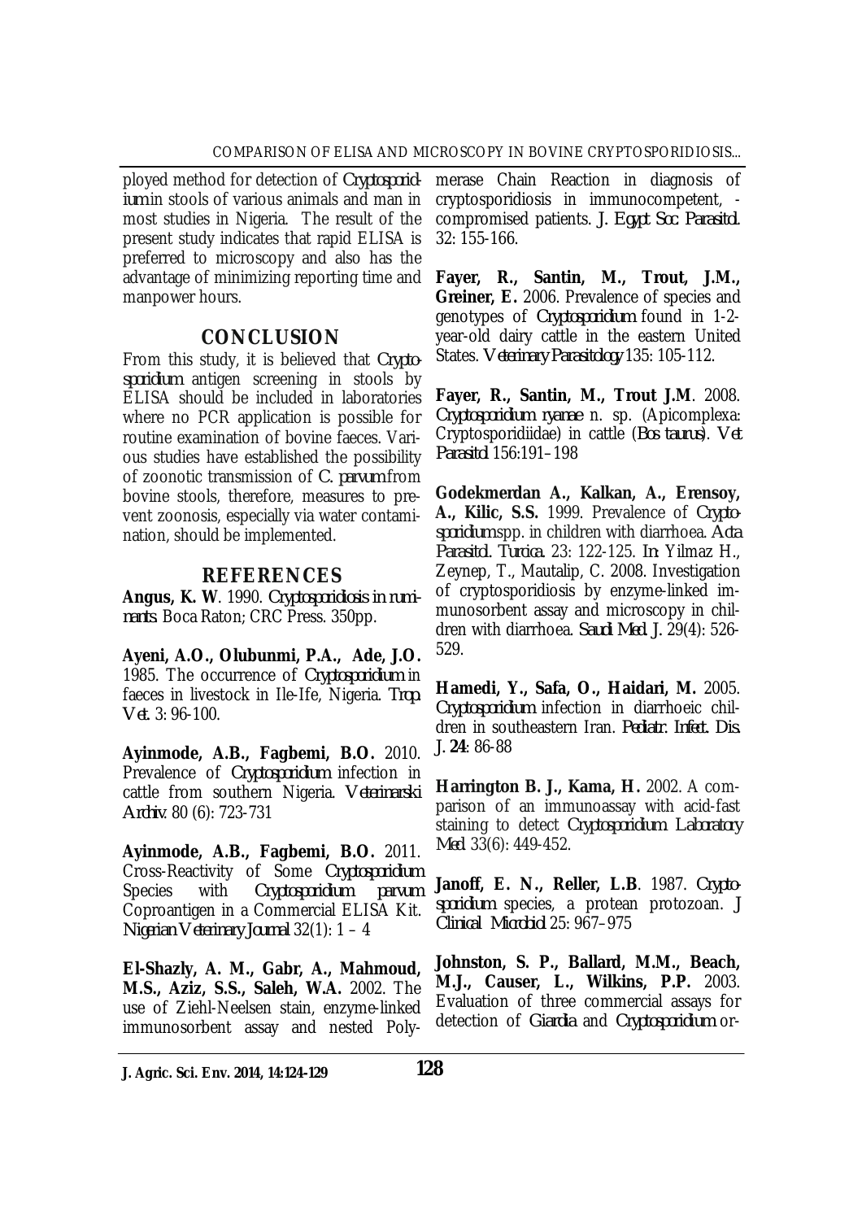ployed method for detection of *Cryptosporidium* in stools of various animals and man in most studies in Nigeria. The result of the present study indicates that rapid ELISA is preferred to microscopy and also has the advantage of minimizing reporting time and manpower hours.

## CONCLUSION

From this study, it is believed that *Cryptosporidium* antigen screening in stools by ELISA should be included in laboratories where no PCR application is possible for routine examination of bovine faeces. Various studies have established the possibility of zoonotic transmission of *C. parvum* from bovine stools, therefore, measures to prevent zoonosis, especially via water contamination, should be implemented.

## REFERENCES

**Angus, K. W**. 1990. *Cryptosporidiosis in ruminants.* Boca Raton; CRC Press. 350pp.

**Ayeni, A.O., Olubunmi, P.A., Ade, J.O.** 1985. The occurrence of *Cryptosporidium* in faeces in livestock in Ile-Ife, Nigeria. *Trop. Vet.* 3: 96-100.

**Ayinmode, A.B., Fagbemi, B.O.** 2010. Prevalence of *Cryptosporidium* infection in cattle from southern Nigeria. *Veterinarski Archiv.* 80 (6): 723-731

**Ayinmode, A.B., Fagbemi, B.O.** 2011. Cross-Reactivity of Some *Cryptosporidium* Species with *Cryptosporidium parvum* Coproantigen in a Commercial ELISA Kit. *Nigerian Veterinary Journal* 32(1): 1 – 4

**El-Shazly, A. M., Gabr, A., Mahmoud, M.S., Aziz, S.S., Saleh, W.A.** 2002. The use of Ziehl-Neelsen stain, enzyme-linked immunosorbent assay and nested Polymerase Chain Reaction in diagnosis of cryptosporidiosis in immunocompetent, -compromised patients. *J. Egypt. Soc. Parasitol.* 32: 155-166.

**Fayer, R., Santin, M., Trout, J.M., Greiner, E.** 2006. Prevalence of species and genotypes of *Cryptosporidium* found in 1-2-year-old dairy cattle in the eastern United States. *Veterinary Parasitology* 135: 105-112.

**Fayer, R., Santin, M., Trout J.M**. 2008. *Cryptosporidium ryanae* n. sp. (Apicomplexa: Cryptosporidiidae) in cattle (*Bos taurus*). *Vet. Parasitol.* 156:191–198

**Godekmerdan A., Kalkan, A., Erensoy, A., Kilic, S.S.** 1999. Prevalence of *Cryptosporidium* spp. in children with diarrhoea. *Acta Parasitol. Turcica.* 23: 122-125. *In:* Yilmaz H., Zeynep, T., Mautalip, C. 2008. Investigation of cryptosporidiosis by enzyme-linked immunosorbent assay and microscopy in children with diarrhoea. *Saudi Med. J.* 29(4): 526-529.

**Hamedi, Y., Safa, O., Haidari, M.** 2005. *Cryptosporidium* infection in diarrhoeic children in southeastern Iran. *Pediatr. Infect. Dis. J.* **24**: 86-88

**Harrington B. J., Kama, H.** 2002. A comparison of an immunoassay with acid-fast staining to detect *Cryptosporidium*. *Laboratory Med* 33(6): 449-452.

**Janoff, E. N., Reller, L.B**. 1987. *Cryptosporidium* species, a protean protozoan. *J Clinical Microbiol* 25: 967–975

**Johnston, S. P., Ballard, M.M., Beach, M.J., Causer, L., Wilkins, P.P.** 2003. Evaluation of three commercial assays for detection of *Giardia* and *Cryptosporidium* or-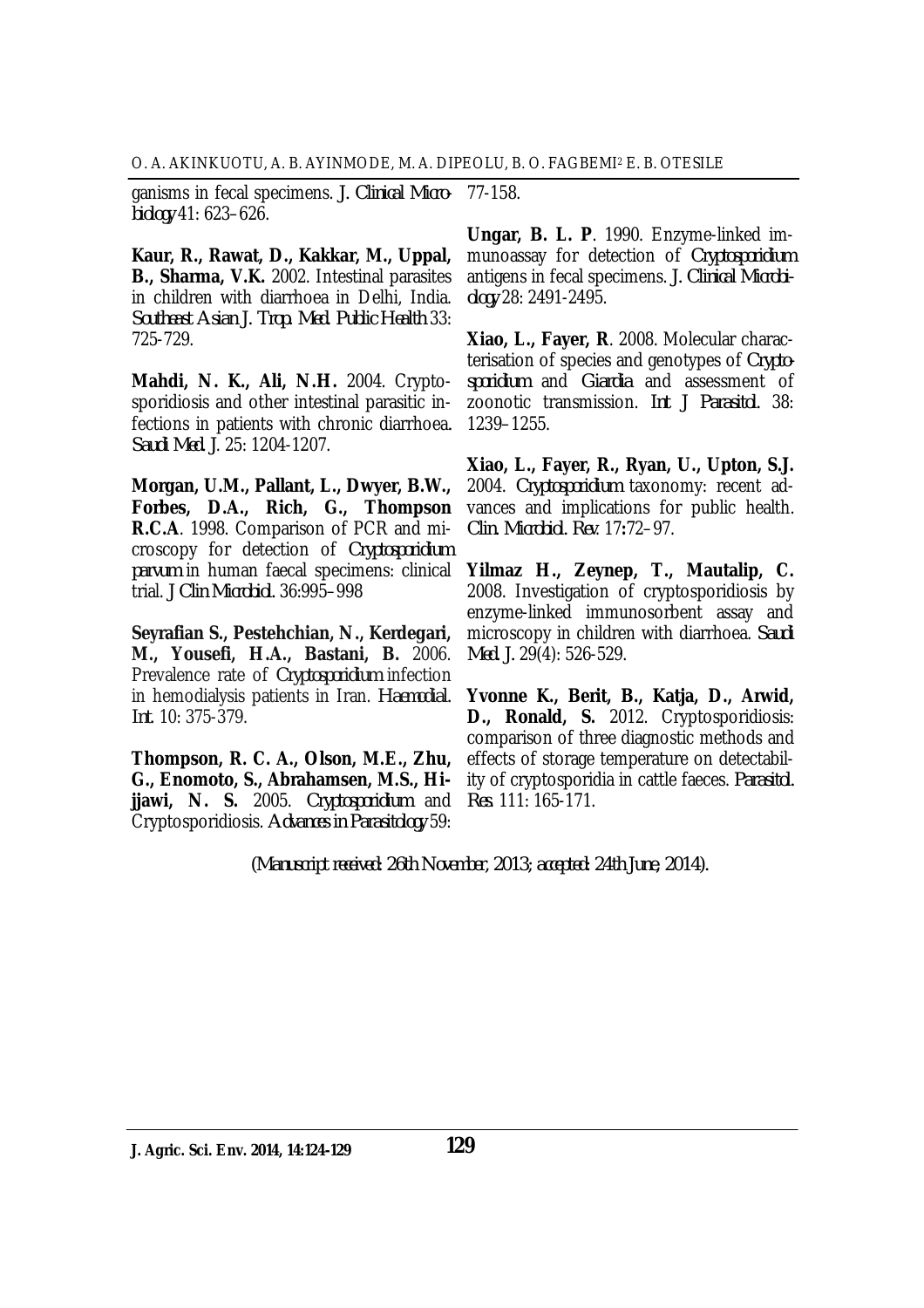ganisms in fecal specimens. *J. Clinical Microbiology* 41: 623–626.

**Kaur, R., Rawat, D., Kakkar, M., Uppal, B., Sharma, V.K.** 2002. Intestinal parasites in children with diarrhoea in Delhi, India. *Southeast Asian J. Trop. Med. Public Health* 33: 725-729.

**Mahdi, N. K., Ali, N.H.** 2004. Cryptosporidiosis and other intestinal parasitic infections in patients with chronic diarrhoea. *Saudi Med J.* 25: 1204-1207.

**Morgan, U.M., Pallant, L., Dwyer, B.W., Forbes, D.A., Rich, G., Thompson R.C.A**. 1998. Comparison of PCR and microscopy for detection of *Cryptosporidium parvum* in human faecal specimens: clinical trial. *J Clin Microbiol.* 36:995–998

**Seyrafian S., Pestehchian, N., Kerdegari, M., Yousefi, H.A., Bastani, B.** 2006. Prevalence rate of *Cryptosporidium* infection in hemodialysis patients in Iran. *Haemodial. Int.* 10: 375-379.

**Thompson, R. C. A., Olson, M.E., Zhu, G., Enomoto, S., Abrahamsen, M.S., Hijjawi, N. S.** 2005. *Cryptosporidium* and Cryptosporidiosis. *Advances in Parasitology* 59: 77-158.

**Ungar, B. L. P**. 1990. Enzyme-linked immunoassay for detection of *Cryptosporidium* antigens in fecal specimens. *J. Clinical Microbiology* 28: 2491-2495.

**Xiao, L., Fayer, R**. 2008. Molecular characterisation of species and genotypes of *Cryptosporidium* and *Giardia* and assessment of zoonotic transmission. *Int J Parasitol.* 38: 1239–1255.

**Xiao, L., Fayer, R., Ryan, U., Upton, S.J.** 2004. *Cryptosporidium* taxonomy: recent advances and implications for public health. *Clin. Microbiol. Rev.* 17**:**72–97.

**Yilmaz H., Zeynep, T., Mautalip, C.** 2008. Investigation of cryptosporidiosis by enzyme-linked immunosorbent assay and microscopy in children with diarrhoea. *Saudi Med. J.* 29(4): 526-529.

**Yvonne K., Berit, B., Katja, D., Arwid, D., Ronald, S.** 2012. Cryptosporidiosis: comparison of three diagnostic methods and effects of storage temperature on detectability of cryptosporidia in cattle faeces. *Parasitol. Res.* 111: 165-171.

*(Manuscript received: 26th November, 2013; accepted: 24th June, 2014).*